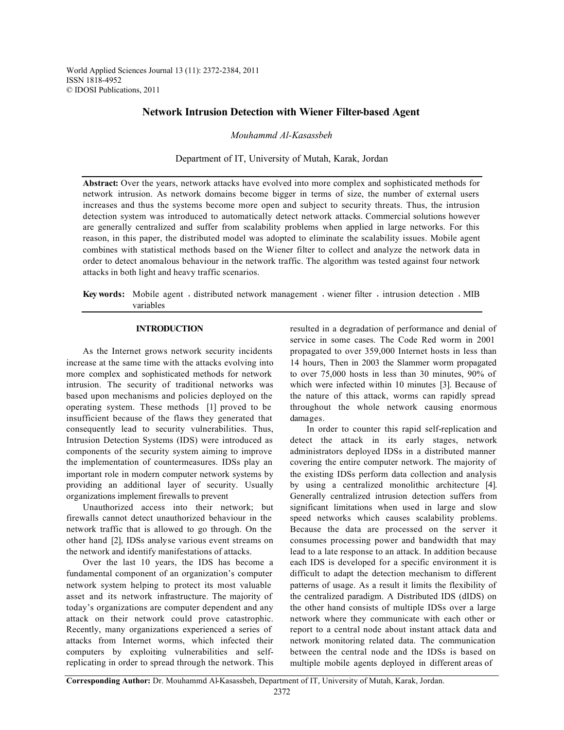World Applied Sciences Journal 13 (11): 2372-2384, 2011
ISSN 1818-4952
© IDOSI Publications, 2011

# Network Intrusion Detection with Wiener Filter-based Agent

*Mouhammd Al-Kasassbeh*

Department of IT, University of Mutah, Karak, Jordan

**Abstract:** Over the years, network attacks have evolved into more complex and sophisticated methods for network intrusion. As network domains become bigger in terms of size, the number of external users increases and thus the systems become more open and subject to security threats. Thus, the intrusion detection system was introduced to automatically detect network attacks. Commercial solutions however are generally centralized and suffer from scalability problems when applied in large networks. For this reason, in this paper, the distributed model was adopted to eliminate the scalability issues. Mobile agent combines with statistical methods based on the Wiener filter to collect and analyze the network data in order to detect anomalous behaviour in the network traffic. The algorithm was tested against four network attacks in both light and heavy traffic scenarios.

**Key words:** Mobile agent . distributed network management . wiener filter . intrusion detection . MIB variables

## INTRODUCTION

As the Internet grows network security incidents increase at the same time with the attacks evolving into more complex and sophisticated methods for network intrusion. The security of traditional networks was based upon mechanisms and policies deployed on the operating system. These methods [1] proved to be insufficient because of the flaws they generated that consequently lead to security vulnerabilities. Thus, Intrusion Detection Systems (IDS) were introduced as components of the security system aiming to improve the implementation of countermeasures. IDSs play an important role in modern computer network systems by providing an additional layer of security. Usually organizations implement firewalls to prevent

Unauthorized access into their network; but firewalls cannot detect unauthorized behaviour in the network traffic that is allowed to go through. On the other hand [2], IDSs analyse various event streams on the network and identify manifestations of attacks.

Over the last 10 years, the IDS has become a fundamental component of an organization's computer network system helping to protect its most valuable asset and its network infrastructure. The majority of today's organizations are computer dependent and any attack on their network could prove catastrophic. Recently, many organizations experienced a series of attacks from Internet worms, which infected their computers by exploiting vulnerabilities and self-replicating in order to spread through the network. This resulted in a degradation of performance and denial of service in some cases. The Code Red worm in 2001 propagated to over 359,000 Internet hosts in less than 14 hours, Then in 2003 the Slammer worm propagated to over 75,000 hosts in less than 30 minutes, 90% of which were infected within 10 minutes [3]. Because of the nature of this attack, worms can rapidly spread throughout the whole network causing enormous damages.

In order to counter this rapid self-replication and detect the attack in its early stages, network administrators deployed IDSs in a distributed manner covering the entire computer network. The majority of the existing IDSs perform data collection and analysis by using a centralized monolithic architecture [4]. Generally centralized intrusion detection suffers from significant limitations when used in large and slow speed networks which causes scalability problems. Because the data are processed on the server it consumes processing power and bandwidth that may lead to a late response to an attack. In addition because each IDS is developed for a specific environment it is difficult to adapt the detection mechanism to different patterns of usage. As a result it limits the flexibility of the centralized paradigm. A Distributed IDS (dIDS) on the other hand consists of multiple IDSs over a large network where they communicate with each other or report to a central node about instant attack data and network monitoring related data. The communication between the central node and the IDSs is based on multiple mobile agents deployed in different areas of

**Corresponding Author:** Dr. Mouhammd Al-Kasassbeh, Department of IT, University of Mutah, Karak, Jordan.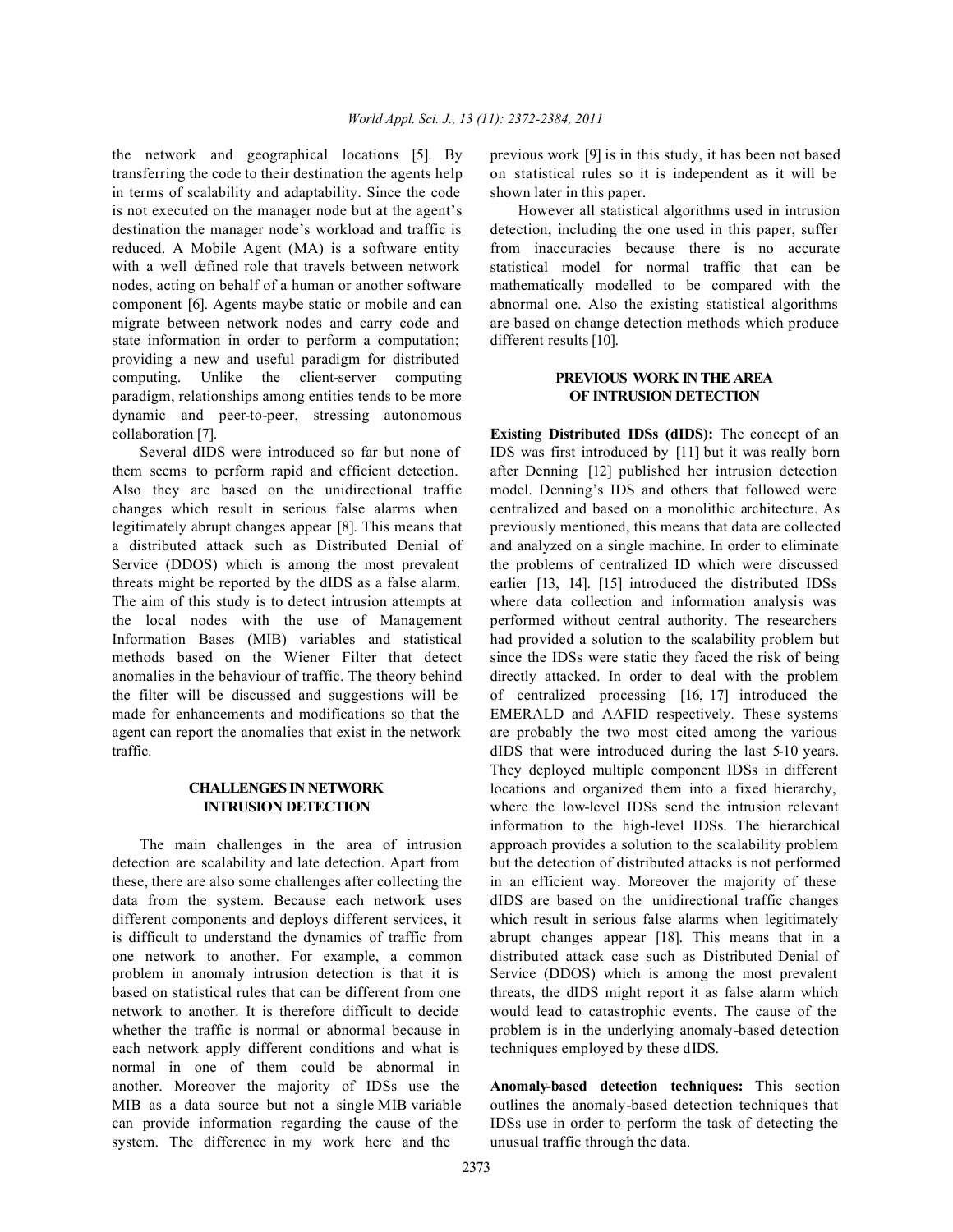the network and geographical locations [5]. By transferring the code to their destination the agents help in terms of scalability and adaptability. Since the code is not executed on the manager node but at the agent's destination the manager node's workload and traffic is reduced. A Mobile Agent (MA) is a software entity with a well defined role that travels between network nodes, acting on behalf of a human or another software component [6]. Agents maybe static or mobile and can migrate between network nodes and carry code and state information in order to perform a computation; providing a new and useful paradigm for distributed computing. Unlike the client-server computing paradigm, relationships among entities tends to be more dynamic and peer-to-peer, stressing autonomous collaboration [7].

Several dIDS were introduced so far but none of them seems to perform rapid and efficient detection. Also they are based on the unidirectional traffic changes which result in serious false alarms when legitimately abrupt changes appear [8]. This means that a distributed attack such as Distributed Denial of Service (DDOS) which is among the most prevalent threats might be reported by the dIDS as a false alarm. The aim of this study is to detect intrusion attempts at the local nodes with the use of Management Information Bases (MIB) variables and statistical methods based on the Wiener Filter that detect anomalies in the behaviour of traffic. The theory behind the filter will be discussed and suggestions will be made for enhancements and modifications so that the agent can report the anomalies that exist in the network traffic.

## CHALLENGES IN NETWORK INTRUSION DETECTION

The main challenges in the area of intrusion detection are scalability and late detection. Apart from these, there are also some challenges after collecting the data from the system. Because each network uses different components and deploys different services, it is difficult to understand the dynamics of traffic from one network to another. For example, a common problem in anomaly intrusion detection is that it is based on statistical rules that can be different from one network to another. It is therefore difficult to decide whether the traffic is normal or abnormal because in each network apply different conditions and what is normal in one of them could be abnormal in another. Moreover the majority of IDSs use the MIB as a data source but not a single MIB variable can provide information regarding the cause of the system. The difference in my work here and the previous work [9] is in this study, it has been not based on statistical rules so it is independent as it will be shown later in this paper.

However all statistical algorithms used in intrusion detection, including the one used in this paper, suffer from inaccuracies because there is no accurate statistical model for normal traffic that can be mathematically modelled to be compared with the abnormal one. Also the existing statistical algorithms are based on change detection methods which produce different results [10].

## PREVIOUS WORK IN THE AREA OF INTRUSION DETECTION

**Existing Distributed IDSs (dIDS):** The concept of an IDS was first introduced by [11] but it was really born after Denning [12] published her intrusion detection model. Denning's IDS and others that followed were centralized and based on a monolithic architecture. As previously mentioned, this means that data are collected and analyzed on a single machine. In order to eliminate the problems of centralized ID which were discussed earlier [13, 14]. [15] introduced the distributed IDSs where data collection and information analysis was performed without central authority. The researchers had provided a solution to the scalability problem but since the IDSs were static they faced the risk of being directly attacked. In order to deal with the problem of centralized processing [16, 17] introduced the EMERALD and AAFID respectively. These systems are probably the two most cited among the various dIDS that were introduced during the last 5-10 years. They deployed multiple component IDSs in different locations and organized them into a fixed hierarchy, where the low-level IDSs send the intrusion relevant information to the high-level IDSs. The hierarchical approach provides a solution to the scalability problem but the detection of distributed attacks is not performed in an efficient way. Moreover the majority of these dIDS are based on the unidirectional traffic changes which result in serious false alarms when legitimately abrupt changes appear [18]. This means that in a distributed attack case such as Distributed Denial of Service (DDOS) which is among the most prevalent threats, the dIDS might report it as false alarm which would lead to catastrophic events. The cause of the problem is in the underlying anomaly-based detection techniques employed by these dIDS.

**Anomaly-based detection techniques:** This section outlines the anomaly-based detection techniques that IDSs use in order to perform the task of detecting the unusual traffic through the data.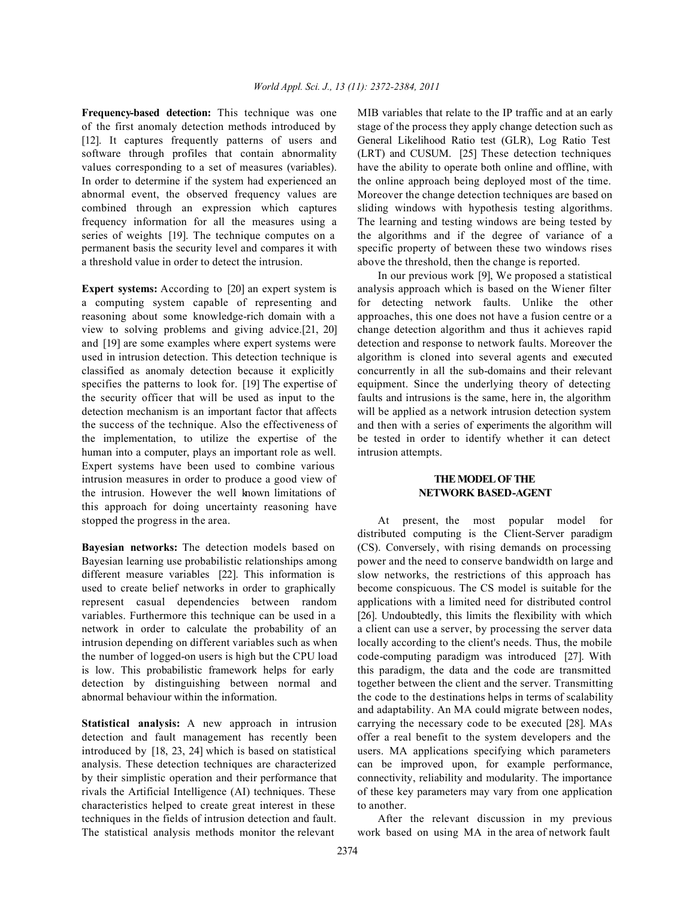**Frequency-based detection:** This technique was one of the first anomaly detection methods introduced by [12]. It captures frequently patterns of users and software through profiles that contain abnormality values corresponding to a set of measures (variables). In order to determine if the system had experienced an abnormal event, the observed frequency values are combined through an expression which captures frequency information for all the measures using a series of weights [19]. The technique computes on a permanent basis the security level and compares it with a threshold value in order to detect the intrusion.

**Expert systems:** According to [20] an expert system is a computing system capable of representing and reasoning about some knowledge-rich domain with a view to solving problems and giving advice.[21, 20] and [19] are some examples where expert systems were used in intrusion detection. This detection technique is classified as anomaly detection because it explicitly specifies the patterns to look for. [19] The expertise of the security officer that will be used as input to the detection mechanism is an important factor that affects the success of the technique. Also the effectiveness of the implementation, to utilize the expertise of the human into a computer, plays an important role as well. Expert systems have been used to combine various intrusion measures in order to produce a good view of the intrusion. However the well known limitations of this approach for doing uncertainty reasoning have stopped the progress in the area.

**Bayesian networks:** The detection models based on Bayesian learning use probabilistic relationships among different measure variables [22]. This information is used to create belief networks in order to graphically represent casual dependencies between random variables. Furthermore this technique can be used in a network in order to calculate the probability of an intrusion depending on different variables such as when the number of logged-on users is high but the CPU load is low. This probabilistic framework helps for early detection by distinguishing between normal and abnormal behaviour within the information.

**Statistical analysis:** A new approach in intrusion detection and fault management has recently been introduced by [18, 23, 24] which is based on statistical analysis. These detection techniques are characterized by their simplistic operation and their performance that rivals the Artificial Intelligence (AI) techniques. These characteristics helped to create great interest in these techniques in the fields of intrusion detection and fault. The statistical analysis methods monitor the relevant MIB variables that relate to the IP traffic and at an early stage of the process they apply change detection such as General Likelihood Ratio test (GLR), Log Ratio Test (LRT) and CUSUM. [25] These detection techniques have the ability to operate both online and offline, with the online approach being deployed most of the time. Moreover the change detection techniques are based on sliding windows with hypothesis testing algorithms. The learning and testing windows are being tested by the algorithms and if the degree of variance of a specific property of between these two windows rises above the threshold, then the change is reported.

In our previous work [9], We proposed a statistical analysis approach which is based on the Wiener filter for detecting network faults. Unlike the other approaches, this one does not have a fusion centre or a change detection algorithm and thus it achieves rapid detection and response to network faults. Moreover the algorithm is cloned into several agents and executed concurrently in all the sub-domains and their relevant equipment. Since the underlying theory of detecting faults and intrusions is the same, here in, the algorithm will be applied as a network intrusion detection system and then with a series of experiments the algorithm will be tested in order to identify whether it can detect intrusion attempts.

## THE MODEL OF THE NETWORK BASED-AGENT

At present, the most popular model for distributed computing is the Client-Server paradigm (CS). Conversely, with rising demands on processing power and the need to conserve bandwidth on large and slow networks, the restrictions of this approach has become conspicuous. The CS model is suitable for the applications with a limited need for distributed control [26]. Undoubtedly, this limits the flexibility with which a client can use a server, by processing the server data locally according to the client's needs. Thus, the mobile code-computing paradigm was introduced [27]. With this paradigm, the data and the code are transmitted together between the client and the server. Transmitting the code to the destinations helps in terms of scalability and adaptability. An MA could migrate between nodes, carrying the necessary code to be executed [28]. MAs offer a real benefit to the system developers and the users. MA applications specifying which parameters can be improved upon, for example performance, connectivity, reliability and modularity. The importance of these key parameters may vary from one application to another.

After the relevant discussion in my previous work based on using MA in the area of network fault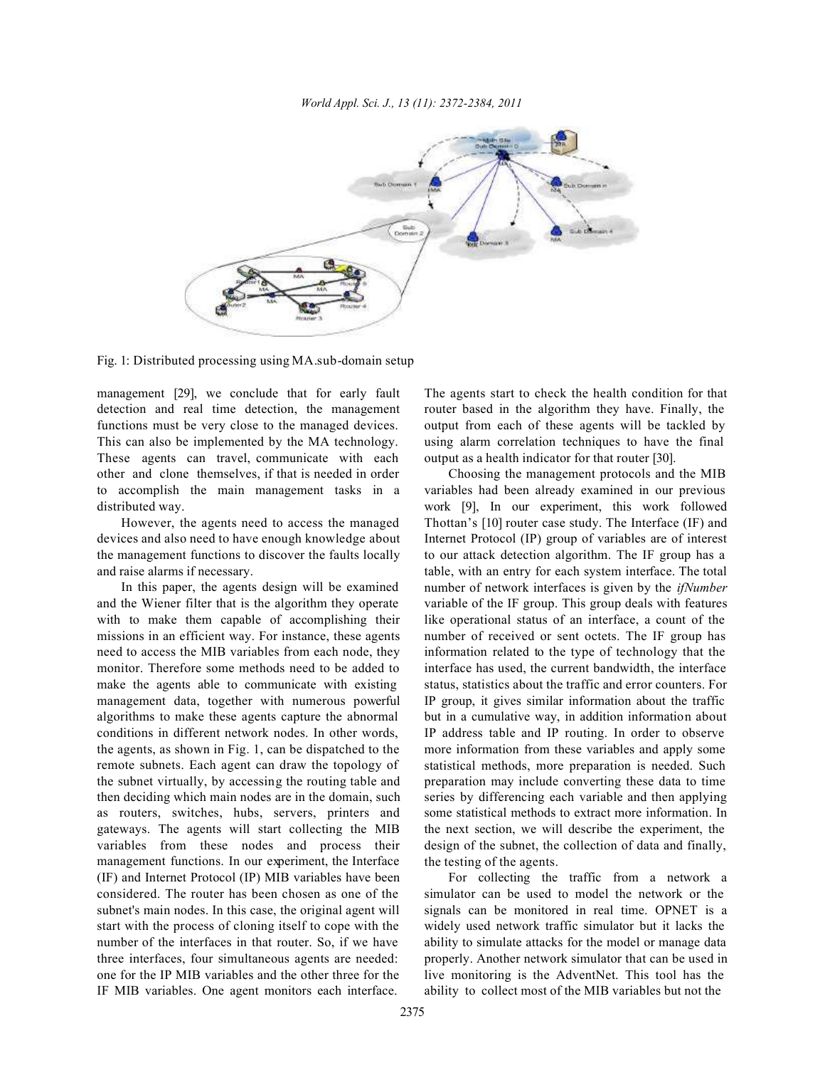Fig. 1: Distributed processing using MA.sub-domain setup

management [29], we conclude that for early fault detection and real time detection, the management functions must be very close to the managed devices. This can also be implemented by the MA technology. These agents can travel, communicate with each other and clone themselves, if that is needed in order to accomplish the main management tasks in a distributed way.

However, the agents need to access the managed devices and also need to have enough knowledge about the management functions to discover the faults locally and raise alarms if necessary.

In this paper, the agents design will be examined and the Wiener filter that is the algorithm they operate with to make them capable of accomplishing their missions in an efficient way. For instance, these agents need to access the MIB variables from each node, they monitor. Therefore some methods need to be added to make the agents able to communicate with existing management data, together with numerous powerful algorithms to make these agents capture the abnormal conditions in different network nodes. In other words, the agents, as shown in Fig. 1, can be dispatched to the remote subnets. Each agent can draw the topology of the subnet virtually, by accessing the routing table and then deciding which main nodes are in the domain, such as routers, switches, hubs, servers, printers and gateways. The agents will start collecting the MIB variables from these nodes and process their management functions. In our experiment, the Interface (IF) and Internet Protocol (IP) MIB variables have been considered. The router has been chosen as one of the subnet's main nodes. In this case, the original agent will start with the process of cloning itself to cope with the number of the interfaces in that router. So, if we have three interfaces, four simultaneous agents are needed: one for the IP MIB variables and the other three for the IF MIB variables. One agent monitors each interface. The agents start to check the health condition for that router based in the algorithm they have. Finally, the output from each of these agents will be tackled by using alarm correlation techniques to have the final output as a health indicator for that router [30].

Choosing the management protocols and the MIB variables had been already examined in our previous work [9], In our experiment, this work followed Thottan's [10] router case study. The Interface (IF) and Internet Protocol (IP) group of variables are of interest to our attack detection algorithm. The IF group has a table, with an entry for each system interface. The total number of network interfaces is given by the *ifNumber* variable of the IF group. This group deals with features like operational status of an interface, a count of the number of received or sent octets. The IF group has information related to the type of technology that the interface has used, the current bandwidth, the interface status, statistics about the traffic and error counters. For IP group, it gives similar information about the traffic but in a cumulative way, in addition information about IP address table and IP routing. In order to observe more information from these variables and apply some statistical methods, more preparation is needed. Such preparation may include converting these data to time series by differencing each variable and then applying some statistical methods to extract more information. In the next section, we will describe the experiment, the design of the subnet, the collection of data and finally, the testing of the agents.

For collecting the traffic from a network a simulator can be used to model the network or the signals can be monitored in real time. OPNET is a widely used network traffic simulator but it lacks the ability to simulate attacks for the model or manage data properly. Another network simulator that can be used in live monitoring is the AdventNet. This tool has the ability to collect most of the MIB variables but not the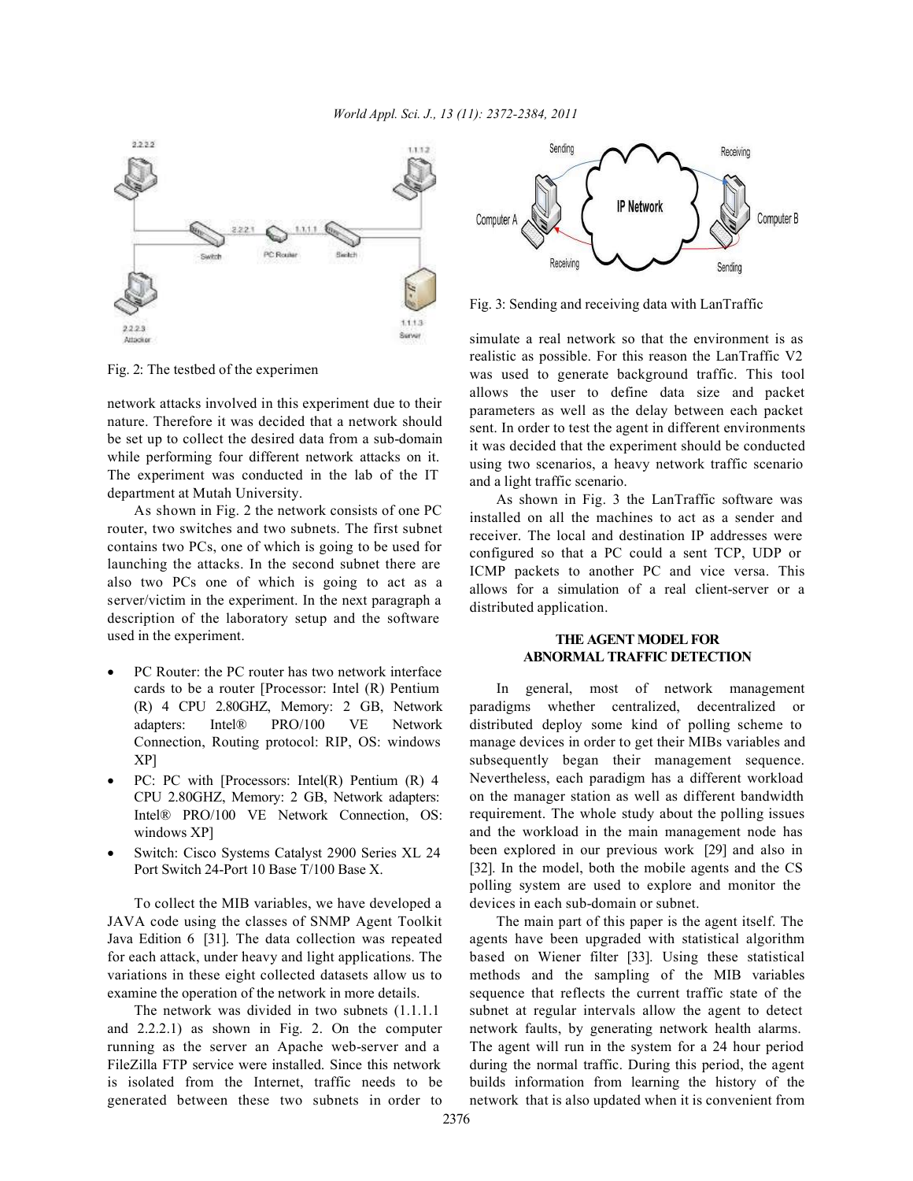Fig. 2: The testbed of the experimen

network attacks involved in this experiment due to their nature. Therefore it was decided that a network should be set up to collect the desired data from a sub-domain while performing four different network attacks on it. The experiment was conducted in the lab of the IT department at Mutah University.

As shown in Fig. 2 the network consists of one PC router, two switches and two subnets. The first subnet contains two PCs, one of which is going to be used for launching the attacks. In the second subnet there are also two PCs one of which is going to act as a server/victim in the experiment. In the next paragraph a description of the laboratory setup and the software used in the experiment.

- PC Router: the PC router has two network interface cards to be a router [Processor: Intel (R) Pentium (R) 4 CPU 2.80GHZ, Memory: 2 GB, Network adapters: Intel® PRO/100 VE Network Connection, Routing protocol: RIP, OS: windows XP]
- PC: PC with [Processors: Intel(R) Pentium (R) 4 CPU 2.80GHZ, Memory: 2 GB, Network adapters: Intel® PRO/100 VE Network Connection, OS: windows XP]
- Switch: Cisco Systems Catalyst 2900 Series XL 24 Port Switch 24-Port 10 Base T/100 Base X.

To collect the MIB variables, we have developed a JAVA code using the classes of SNMP Agent Toolkit Java Edition 6 [31]. The data collection was repeated for each attack, under heavy and light applications. The variations in these eight collected datasets allow us to examine the operation of the network in more details.

The network was divided in two subnets (1.1.1.1 and 2.2.2.1) as shown in Fig. 2. On the computer running as the server an Apache web-server and a FileZilla FTP service were installed. Since this network is isolated from the Internet, traffic needs to be generated between these two subnets in order to simulate a real network so that the environment is as realistic as possible. For this reason the LanTraffic V2 was used to generate background traffic. This tool allows the user to define data size and packet parameters as well as the delay between each packet sent. In order to test the agent in different environments it was decided that the experiment should be conducted using two scenarios, a heavy network traffic scenario and a light traffic scenario.

Fig. 3: Sending and receiving data with LanTraffic

As shown in Fig. 3 the LanTraffic software was installed on all the machines to act as a sender and receiver. The local and destination IP addresses were configured so that a PC could a sent TCP, UDP or ICMP packets to another PC and vice versa. This allows for a simulation of a real client-server or a distributed application.

## THE AGENT MODEL FOR ABNORMAL TRAFFIC DETECTION

In general, most of network management paradigms whether centralized, decentralized or distributed deploy some kind of polling scheme to manage devices in order to get their MIBs variables and subsequently began their management sequence. Nevertheless, each paradigm has a different workload on the manager station as well as different bandwidth requirement. The whole study about the polling issues and the workload in the main management node has been explored in our previous work [29] and also in [32]. In the model, both the mobile agents and the CS polling system are used to explore and monitor the devices in each sub-domain or subnet.

The main part of this paper is the agent itself. The agents have been upgraded with statistical algorithm based on Wiener filter [33]. Using these statistical methods and the sampling of the MIB variables sequence that reflects the current traffic state of the subnet at regular intervals allow the agent to detect network faults, by generating network health alarms. The agent will run in the system for a 24 hour period during the normal traffic. During this period, the agent builds information from learning the history of the network that is also updated when it is convenient from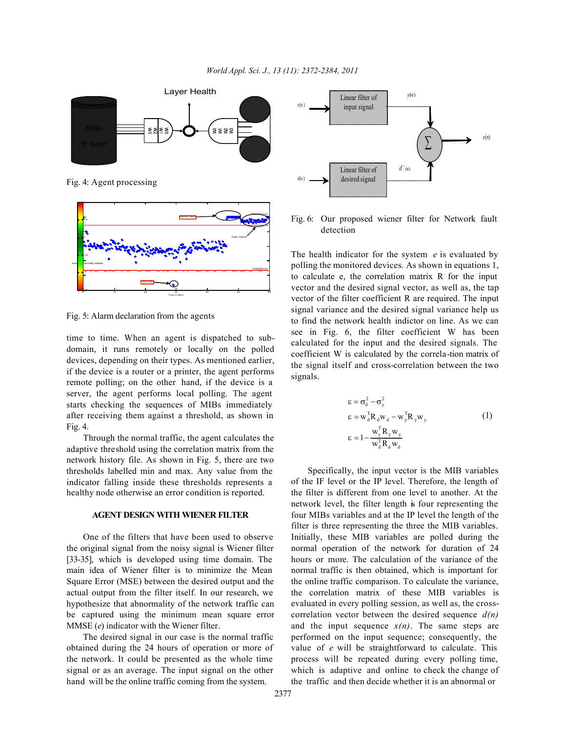Fig. 4: Agent processing

Fig. 5: Alarm declaration from the agents

time to time. When an agent is dispatched to sub-domain, it runs remotely or locally on the polled devices, depending on their types. As mentioned earlier, if the device is a router or a printer, the agent performs remote polling; on the other hand, if the device is a server, the agent performs local polling. The agent starts checking the sequences of MIBs immediately after receiving them against a threshold, as shown in Fig. 4.

Through the normal traffic, the agent calculates the adaptive threshold using the correlation matrix from the network history file. As shown in Fig. 5, there are two thresholds labelled min and max. Any value from the indicator falling inside these thresholds represents a healthy node otherwise an error condition is reported.

## AGENT DESIGN WITH WIENER FILTER

One of the filters that have been used to observe the original signal from the noisy signal is Wiener filter [33-35], which is developed using time domain. The main idea of Wiener filter is to minimize the Mean Square Error (MSE) between the desired output and the actual output from the filter itself. In our research, we hypothesize that abnormality of the network traffic can be captured using the minimum mean square error MMSE (*e*) indicator with the Wiener filter.

The desired signal in our case is the normal traffic obtained during the 24 hours of operation or more of the network. It could be presented as the time series signal or as an average. The input signal on the other hand will be the online traffic coming from the system.

Fig. 6: Our proposed wiener filter for Network fault detection

The health indicator for the system $e$ is evaluated by polling the monitored devices. As shown in equations 1, to calculate e, the correlation matrix R for the input vector and the desired signal vector, as well as, the tap vector of the filter coefficient R are required. The input signal variance and the desired signal variance help us to find the network health indictor on line. As we can see in Fig. 6, the filter coefficient W has been calculated for the input and the desired signals. The coefficient W is calculated by the correla-tion matrix of the signal itself and cross-correlation between the two signals.

$$
\begin{aligned}
\varepsilon &= \sigma_d^2 - \sigma_y^2 \\
\varepsilon &= w_d^T R_d w_d - w_y^T R_y w_y \\
\varepsilon &= 1 - \frac{w_y^T R_y w_y}{w_d^T R_d w_d}
\end{aligned}
\tag{1}
$$

Specifically, the input vector is the MIB variables of the IF level or the IP level. Therefore, the length of the filter is different from one level to another. At the network level, the filter length is four representing the four MIBs variables and at the IP level the length of the filter is three representing the three the MIB variables. Initially, these MIB variables are polled during the normal operation of the network for duration of 24 hours or more. The calculation of the variance of the normal traffic is then obtained, which is important for the online traffic comparison. To calculate the variance, the correlation matrix of these MIB variables is evaluated in every polling session, as well as, the cross-correlation vector between the desired sequence *d(n)* and the input sequence *x(n)*. The same steps are performed on the input sequence; consequently, the value of *e* will be straightforward to calculate. This process will be repeated during every polling time, which is adaptive and online to check the change of the traffic and then decide whether it is an abnormal or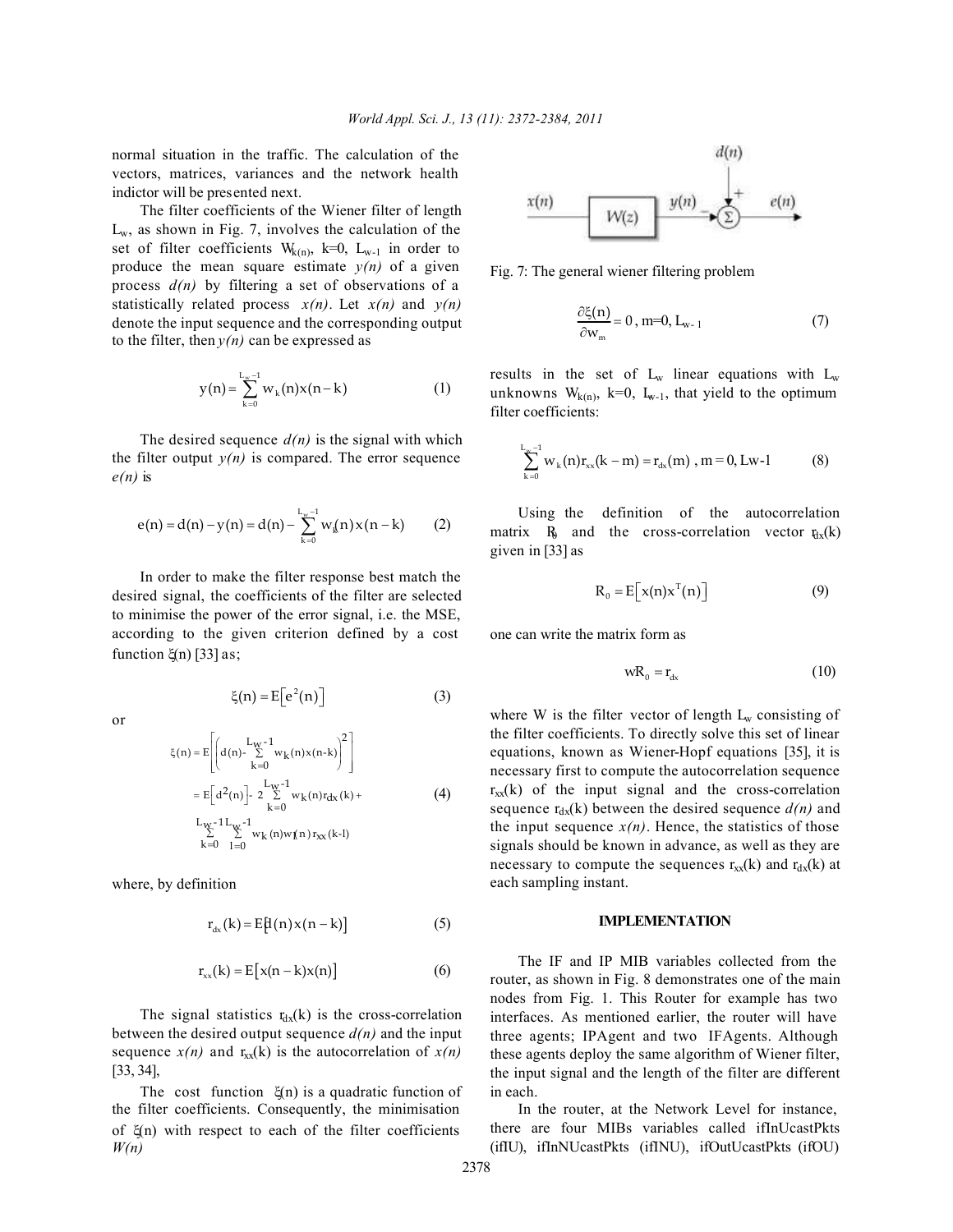normal situation in the traffic. The calculation of the vectors, matrices, variances and the network health indictor will be presented next.

The filter coefficients of the Wiener filter of length $L_w$, as shown in Fig. 7, involves the calculation of the set of filter coefficients $W_{k(n)}$, k=0, $L_{w-1}$ in order to produce the mean square estimate *y(n)* of a given process *d(n)* by filtering a set of observations of a statistically related process *x(n)*. Let *x(n)* and *y(n)* denote the input sequence and the corresponding output to the filter, then *y(n)* can be expressed as

$$y(n) = \sum_{k=0}^{L_w-1} w_k(n)x(n-k) \qquad (1)$$

The desired sequence *d(n)* is the signal with which the filter output *y(n)* is compared. The error sequence *e(n)* is

$$e(n) = d(n) - y(n) = d(n) - \sum_{k=0}^{L_w-1} w_k(n)x(n-k) \qquad (2)$$

In order to make the filter response best match the desired signal, the coefficients of the filter are selected to minimise the power of the error signal, i.e. the MSE, according to the given criterion defined by a cost function $\xi(n)$ [33] as;

$$\xi(n) = E\left[e^2(n)\right] \qquad (3)$$

or

$$\begin{aligned}\xi(n) &= E\left[\left(d(n) - \sum_{k=0}^{L_w-1} w_k(n)x(n-k)\right)^2\right] \\ &= E\left[d^2(n)\right] - 2\sum_{k=0}^{L_w-1} w_k(n)r_{dx}(k) + \\ &\sum_{k=0}^{L_w-1}\sum_{l=0}^{L_w-1} w_k(n)w_l(n)r_{xx}(k-l)\end{aligned} \qquad (4)$$

where, by definition

$$r_{dx}(k) = E\left[d(n)x(n-k)\right] \qquad (5)$$

$$r_{xx}(k) = E\left[x(n-k)x(n)\right] \qquad (6)$$

The signal statistics $r_{dx}(k)$ is the cross-correlation between the desired output sequence *d(n)* and the input sequence *x(n)* and $r_{xx}(k)$ is the autocorrelation of *x(n)* [33, 34],

The cost function $\xi(n)$ is a quadratic function of the filter coefficients. Consequently, the minimisation of $\xi(n)$ with respect to each of the filter coefficients *W(n)*

Fig. 7: The general wiener filtering problem

$$\frac{\partial \xi(n)}{\partial w_m} = 0, \; m=0, L_{w-1} \qquad (7)$$

results in the set of $L_w$ linear equations with $L_w$ unknowns $W_{k(n)}$, k=0, $L_{w-1}$, that yield to the optimum filter coefficients:

$$\sum_{k=0}^{L_w-1} w_k(n)r_{xx}(k-m) = r_{dx}(m), \; m = 0, Lw\text{-}1 \qquad (8)$$

Using the definition of the autocorrelation matrix $R_0$ and the cross-correlation vector $r_{dx}(k)$ given in [33] as

$$R_0 = E\left[x(n)x^T(n)\right] \qquad (9)$$

one can write the matrix form as

$$wR_0 = r_{dx} \qquad (10)$$

where W is the filter vector of length $L_w$ consisting of the filter coefficients. To directly solve this set of linear equations, known as Wiener-Hopf equations [35], it is necessary first to compute the autocorrelation sequence $r_{xx}(k)$ of the input signal and the cross-correlation sequence $r_{dx}(k)$ between the desired sequence *d(n)* and the input sequence *x(n)*. Hence, the statistics of those signals should be known in advance, as well as they are necessary to compute the sequences $r_{xx}(k)$ and $r_{dx}(k)$ at each sampling instant.

## IMPLEMENTATION

The IF and IP MIB variables collected from the router, as shown in Fig. 8 demonstrates one of the main nodes from Fig. 1. This Router for example has two interfaces. As mentioned earlier, the router will have three agents; IPAgent and two IFAgents. Although these agents deploy the same algorithm of Wiener filter, the input signal and the length of the filter are different in each.

In the router, at the Network Level for instance, there are four MIBs variables called ifInUcastPkts (ifIU), ifInNUcastPkts (ifINU), ifOutUcastPkts (ifOU)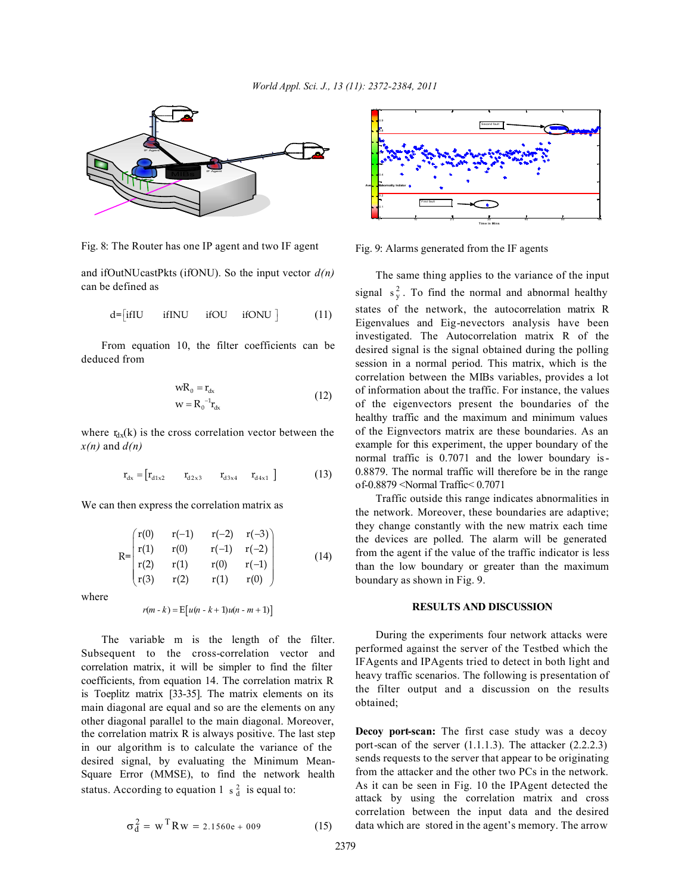Fig. 8: The Router has one IP agent and two IF agent

Fig. 9: Alarms generated from the IF agents

and ifOutNUcastPkts (ifONU). So the input vector *d(n)* can be defined as

$$d = \begin{bmatrix} ifIU & ifINU & ifOU & ifONU \end{bmatrix} \quad (11)$$

From equation 10, the filter coefficients can be deduced from

$$\begin{aligned} wR_0 &= r_{dx} \\ w &= R_0^{-1} r_{dx} \end{aligned} \quad (12)$$

where $r_{dx}(k)$ is the cross correlation vector between the *x(n)* and *d(n)*

$$r_{dx} = \begin{bmatrix} r_{d1x2} & r_{d2x3} & r_{d3x4} & r_{d4x1} \end{bmatrix} \quad (13)$$

We can then express the correlation matrix as

$$R = \begin{pmatrix} r(0) & r(-1) & r(-2) & r(-3) \\ r(1) & r(0) & r(-1) & r(-2) \\ r(2) & r(1) & r(0) & r(-1) \\ r(3) & r(2) & r(1) & r(0) \end{pmatrix} \quad (14)$$

where

$$r(m-k) = E\left[u(n-k+1)u(n-m+1)\right]$$

The variable m is the length of the filter. Subsequent to the cross-correlation vector and correlation matrix, it will be simpler to find the filter coefficients, from equation 14. The correlation matrix R is Toeplitz matrix [33-35]. The matrix elements on its main diagonal are equal and so are the elements on any other diagonal parallel to the main diagonal. Moreover, the correlation matrix R is always positive. The last step in our algorithm is to calculate the variance of the desired signal, by evaluating the Minimum Mean-Square Error (MMSE), to find the network health status. According to equation 1 $s_d^2$ is equal to:

$$\sigma_d^2 = w^T R w = 2.1560e + 009 \quad (15)$$

The same thing applies to the variance of the input signal $s_y^2$. To find the normal and abnormal healthy states of the network, the autocorrelation matrix R Eigenvalues and Eig-nevectors analysis have been investigated. The Autocorrelation matrix R of the desired signal is the signal obtained during the polling session in a normal period. This matrix, which is the correlation between the MIBs variables, provides a lot of information about the traffic. For instance, the values of the eigenvectors present the boundaries of the healthy traffic and the maximum and minimum values of the Eignvectors matrix are these boundaries. As an example for this experiment, the upper boundary of the normal traffic is 0.7071 and the lower boundary is -0.8879. The normal traffic will therefore be in the range of-0.8879 <Normal Traffic< 0.7071

Traffic outside this range indicates abnormalities in the network. Moreover, these boundaries are adaptive; they change constantly with the new matrix each time the devices are polled. The alarm will be generated from the agent if the value of the traffic indicator is less than the low boundary or greater than the maximum boundary as shown in Fig. 9.

## RESULTS AND DISCUSSION

During the experiments four network attacks were performed against the server of the Testbed which the IFAgents and IPAgents tried to detect in both light and heavy traffic scenarios. The following is presentation of the filter output and a discussion on the results obtained;

**Decoy port-scan:** The first case study was a decoy port-scan of the server (1.1.1.3). The attacker (2.2.2.3) sends requests to the server that appear to be originating from the attacker and the other two PCs in the network. As it can be seen in Fig. 10 the IPAgent detected the attack by using the correlation matrix and cross correlation between the input data and the desired data which are stored in the agent's memory. The arrow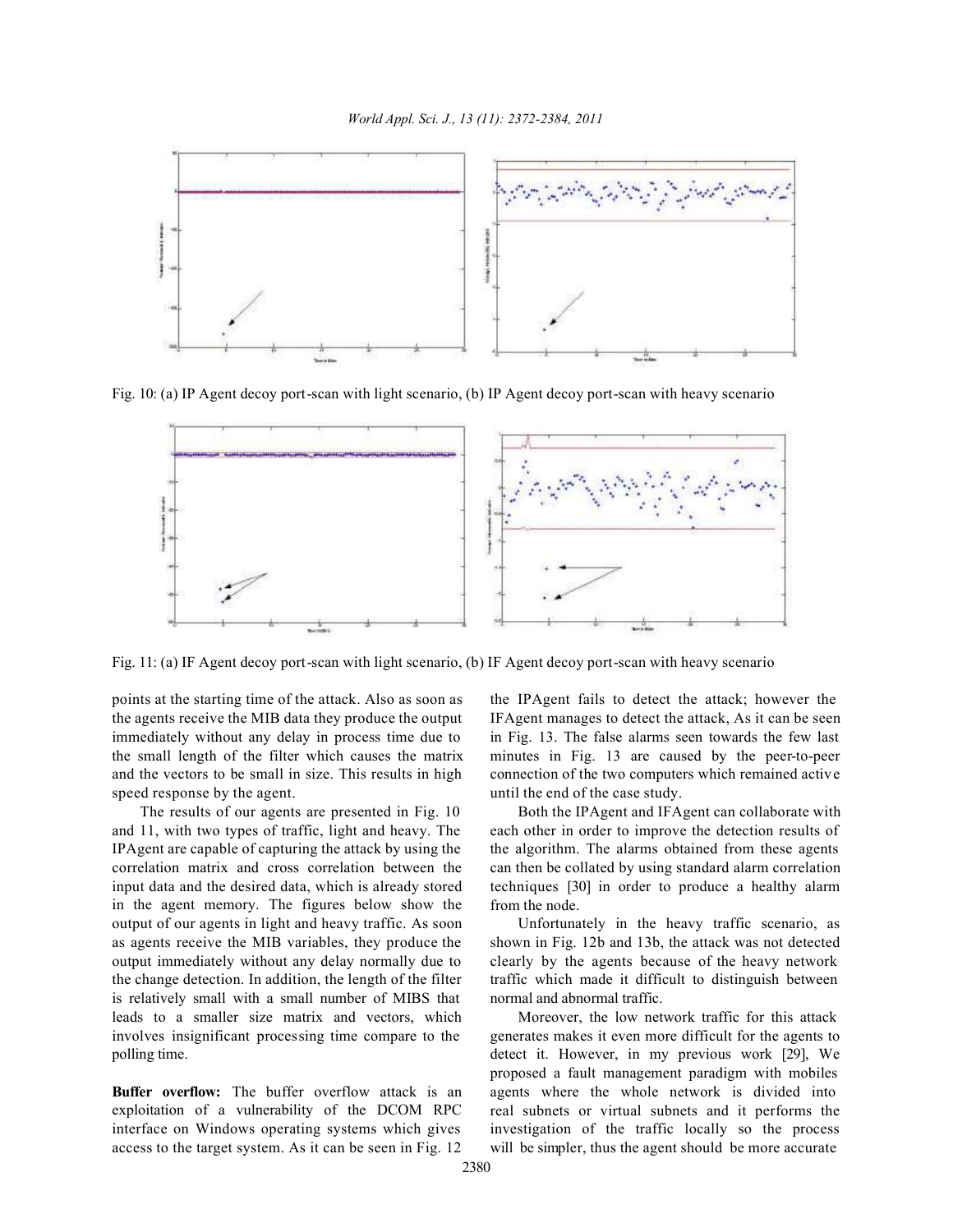Fig. 10: (a) IP Agent decoy port-scan with light scenario, (b) IP Agent decoy port-scan with heavy scenario

Fig. 11: (a) IF Agent decoy port-scan with light scenario, (b) IF Agent decoy port-scan with heavy scenario

points at the starting time of the attack. Also as soon as the agents receive the MIB data they produce the output immediately without any delay in process time due to the small length of the filter which causes the matrix and the vectors to be small in size. This results in high speed response by the agent.

The results of our agents are presented in Fig. 10 and 11, with two types of traffic, light and heavy. The IPAgent are capable of capturing the attack by using the correlation matrix and cross correlation between the input data and the desired data, which is already stored in the agent memory. The figures below show the output of our agents in light and heavy traffic. As soon as agents receive the MIB variables, they produce the output immediately without any delay normally due to the change detection. In addition, the length of the filter is relatively small with a small number of MIBS that leads to a smaller size matrix and vectors, which involves insignificant processing time compare to the polling time.

**Buffer overflow:** The buffer overflow attack is an exploitation of a vulnerability of the DCOM RPC interface on Windows operating systems which gives access to the target system. As it can be seen in Fig. 12 the IPAgent fails to detect the attack; however the IFAgent manages to detect the attack, As it can be seen in Fig. 13. The false alarms seen towards the few last minutes in Fig. 13 are caused by the peer-to-peer connection of the two computers which remained active until the end of the case study.

Both the IPAgent and IFAgent can collaborate with each other in order to improve the detection results of the algorithm. The alarms obtained from these agents can then be collated by using standard alarm correlation techniques [30] in order to produce a healthy alarm from the node.

Unfortunately in the heavy traffic scenario, as shown in Fig. 12b and 13b, the attack was not detected clearly by the agents because of the heavy network traffic which made it difficult to distinguish between normal and abnormal traffic.

Moreover, the low network traffic for this attack generates makes it even more difficult for the agents to detect it. However, in my previous work [29], We proposed a fault management paradigm with mobiles agents where the whole network is divided into real subnets or virtual subnets and it performs the investigation of the traffic locally so the process will be simpler, thus the agent should be more accurate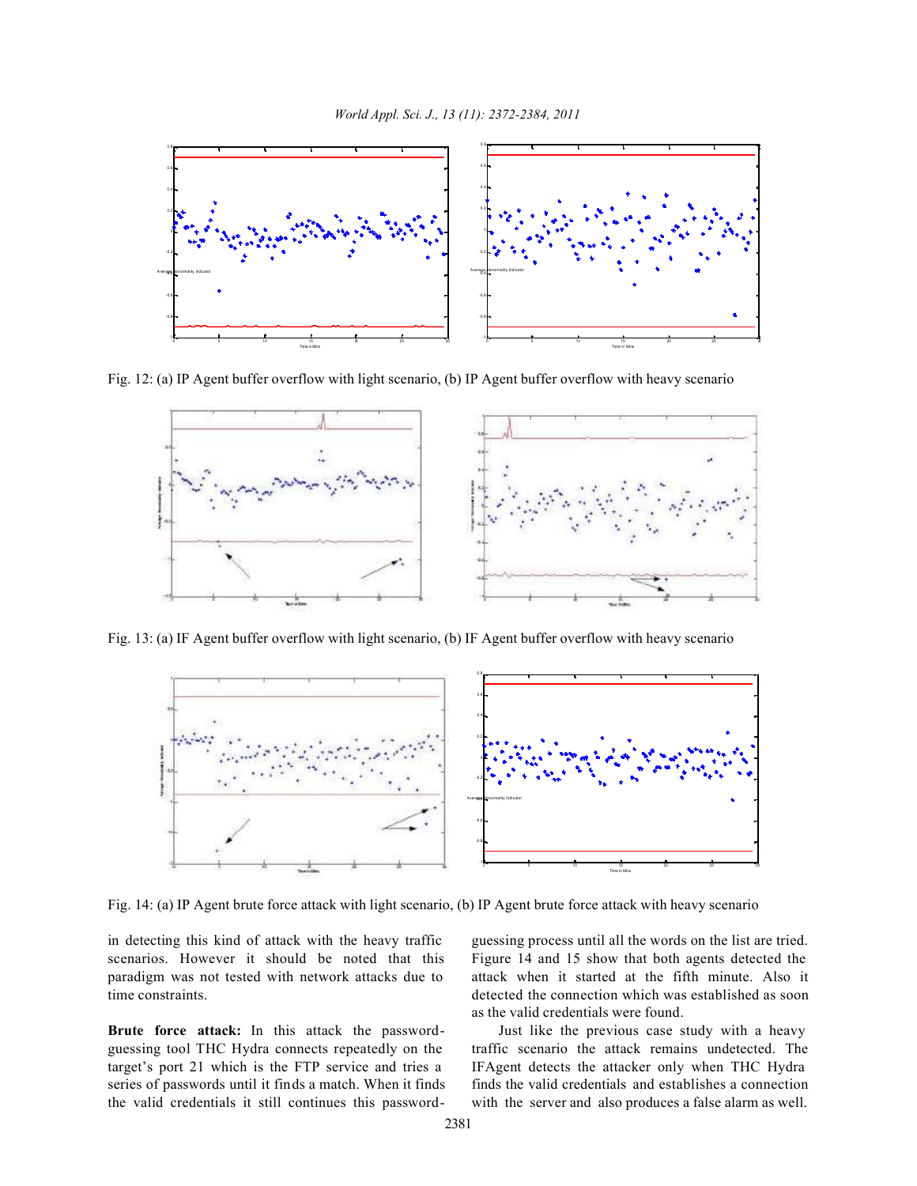Fig. 12: (a) IP Agent buffer overflow with light scenario, (b) IP Agent buffer overflow with heavy scenario

Fig. 13: (a) IF Agent buffer overflow with light scenario, (b) IF Agent buffer overflow with heavy scenario

Fig. 14: (a) IP Agent brute force attack with light scenario, (b) IP Agent brute force attack with heavy scenario

in detecting this kind of attack with the heavy traffic scenarios. However it should be noted that this paradigm was not tested with network attacks due to time constraints.

**Brute force attack:** In this attack the password-guessing tool THC Hydra connects repeatedly on the target's port 21 which is the FTP service and tries a series of passwords until it finds a match. When it finds the valid credentials it still continues this password-guessing process until all the words on the list are tried. Figure 14 and 15 show that both agents detected the attack when it started at the fifth minute. Also it detected the connection which was established as soon as the valid credentials were found.

Just like the previous case study with a heavy traffic scenario the attack remains undetected. The IFAgent detects the attacker only when THC Hydra finds the valid credentials and establishes a connection with the server and also produces a false alarm as well.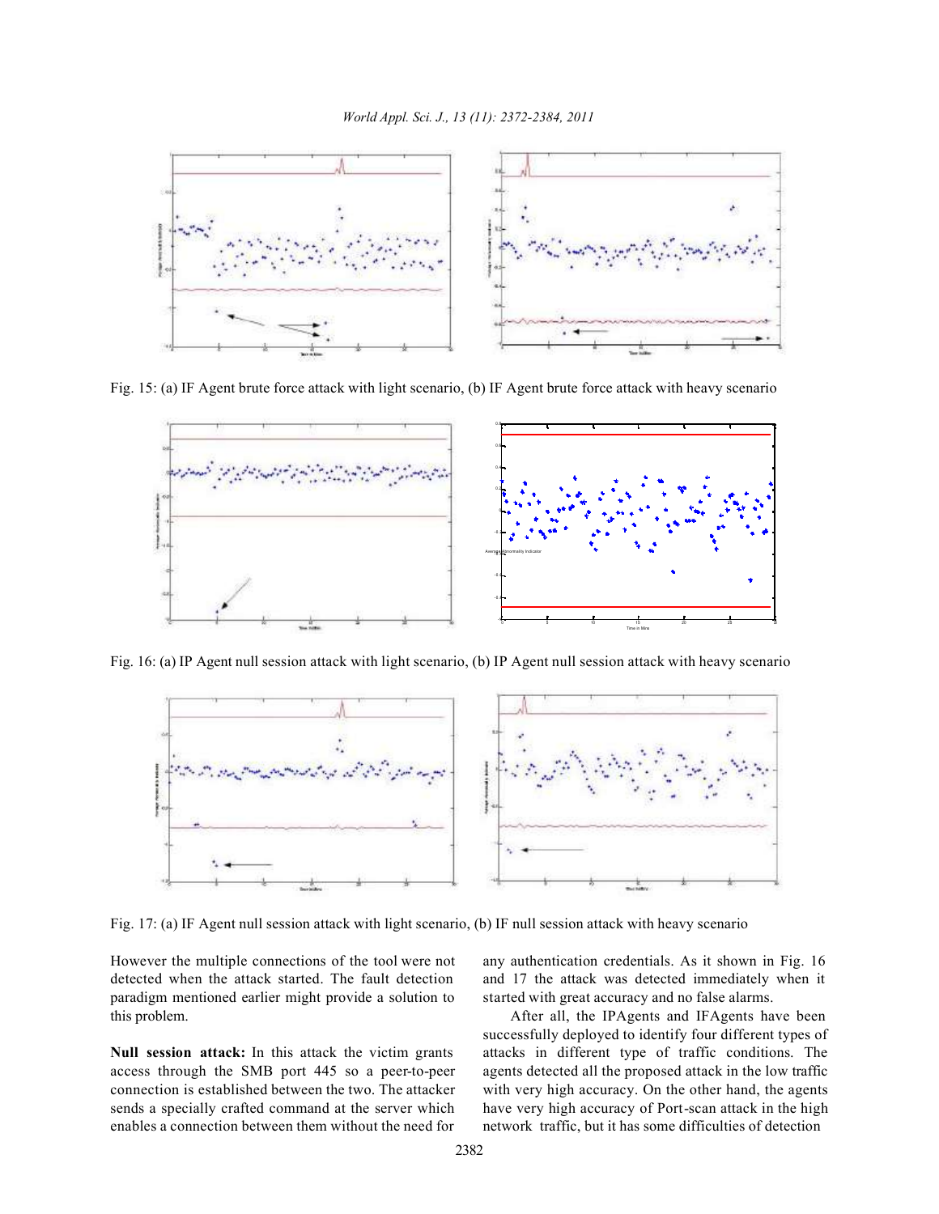Fig. 15: (a) IF Agent brute force attack with light scenario, (b) IF Agent brute force attack with heavy scenario

Fig. 16: (a) IP Agent null session attack with light scenario, (b) IP Agent null session attack with heavy scenario

Fig. 17: (a) IF Agent null session attack with light scenario, (b) IF null session attack with heavy scenario

However the multiple connections of the tool were not detected when the attack started. The fault detection paradigm mentioned earlier might provide a solution to this problem.

**Null session attack:** In this attack the victim grants access through the SMB port 445 so a peer-to-peer connection is established between the two. The attacker sends a specially crafted command at the server which enables a connection between them without the need for any authentication credentials. As it shown in Fig. 16 and 17 the attack was detected immediately when it started with great accuracy and no false alarms.

After all, the IPAgents and IFAgents have been successfully deployed to identify four different types of attacks in different type of traffic conditions. The agents detected all the proposed attack in the low traffic with very high accuracy. On the other hand, the agents have very high accuracy of Port-scan attack in the high network traffic, but it has some difficulties of detection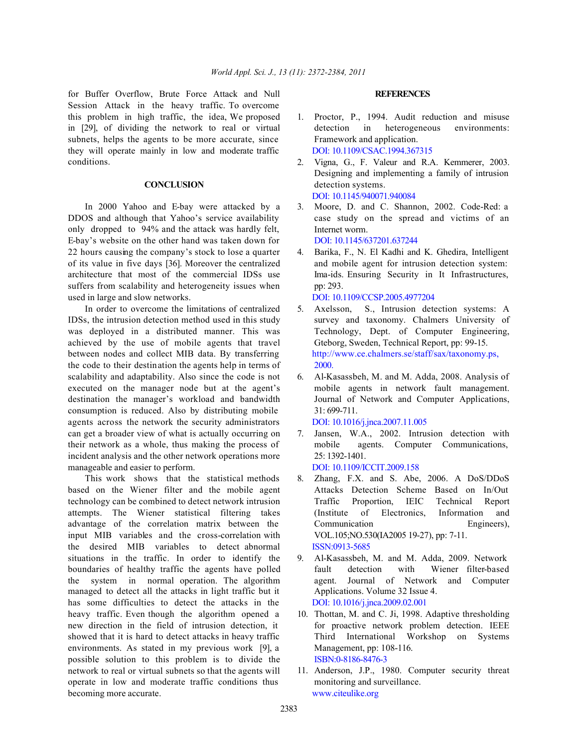for Buffer Overflow, Brute Force Attack and Null Session Attack in the heavy traffic. To overcome this problem in high traffic, the idea, We proposed in [29], of dividing the network to real or virtual subnets, helps the agents to be more accurate, since they will operate mainly in low and moderate traffic conditions.

## CONCLUSION

In 2000 Yahoo and E-bay were attacked by a DDOS and although that Yahoo's service availability only dropped to 94% and the attack was hardly felt, E-bay's website on the other hand was taken down for 22 hours causing the company's stock to lose a quarter of its value in five days [36]. Moreover the centralized architecture that most of the commercial IDSs use suffers from scalability and heterogeneity issues when used in large and slow networks.

In order to overcome the limitations of centralized IDSs, the intrusion detection method used in this study was deployed in a distributed manner. This was achieved by the use of mobile agents that travel between nodes and collect MIB data. By transferring the code to their destination the agents help in terms of scalability and adaptability. Also since the code is not executed on the manager node but at the agent's destination the manager's workload and bandwidth consumption is reduced. Also by distributing mobile agents across the network the security administrators can get a broader view of what is actually occurring on their network as a whole, thus making the process of incident analysis and the other network operations more manageable and easier to perform.

This work shows that the statistical methods based on the Wiener filter and the mobile agent technology can be combined to detect network intrusion attempts. The Wiener statistical filtering takes advantage of the correlation matrix between the input MIB variables and the cross-correlation with the desired MIB variables to detect abnormal situations in the traffic. In order to identify the boundaries of healthy traffic the agents have polled the system in normal operation. The algorithm managed to detect all the attacks in light traffic but it has some difficulties to detect the attacks in the heavy traffic. Even though the algorithm opened a new direction in the field of intrusion detection, it showed that it is hard to detect attacks in heavy traffic environments. As stated in my previous work [9], a possible solution to this problem is to divide the network to real or virtual subnets so that the agents will operate in low and moderate traffic conditions thus becoming more accurate.

## REFERENCES

1. Proctor, P., 1994. Audit reduction and misuse detection in heterogeneous environments: Framework and application. DOI: 10.1109/CSAC.1994.367315
2. Vigna, G., F. Valeur and R.A. Kemmerer, 2003. Designing and implementing a family of intrusion detection systems. DOI: 10.1145/940071.940084
3. Moore, D. and C. Shannon, 2002. Code-Red: a case study on the spread and victims of an Internet worm. DOI: 10.1145/637201.637244
4. Barika, F., N. El Kadhi and K. Ghedira, Intelligent and mobile agent for intrusion detection system: Ima-ids. Ensuring Security in It Infrastructures, pp: 293. DOI: 10.1109/CCSP.2005.4977204
5. Axelsson, S., Intrusion detection systems: A survey and taxonomy. Chalmers University of Technology, Dept. of Computer Engineering, Gteborg, Sweden, Technical Report, pp: 99-15. http://www.ce.chalmers.se/staff/sax/taxonomy.ps, 2000.
6. Al-Kasassbeh, M. and M. Adda, 2008. Analysis of mobile agents in network fault management. Journal of Network and Computer Applications, 31: 699-711. DOI: 10.1016/j.jnca.2007.11.005
7. Jansen, W.A., 2002. Intrusion detection with mobile agents. Computer Communications, 25: 1392-1401. DOI: 10.1109/ICCIT.2009.158
8. Zhang, F.X. and S. Abe, 2006. A DoS/DDoS Attacks Detection Scheme Based on In/Out Traffic Proportion, IEIC Technical Report (Institute of Electronics, Information and Communication Engineers), VOL.105;NO.530(IA2005 19-27), pp: 7-11. ISSN:0913-5685
9. Al-Kasassbeh, M. and M. Adda, 2009. Network fault detection with Wiener filter-based agent. Journal of Network and Computer Applications. Volume 32 Issue 4. DOI: 10.1016/j.jnca.2009.02.001
10. Thottan, M. and C. Ji, 1998. Adaptive thresholding for proactive network problem detection. IEEE Third International Workshop on Systems Management, pp: 108-116. ISBN:0-8186-8476-3
11. Anderson, J.P., 1980. Computer security threat monitoring and surveillance. www.citeulike.org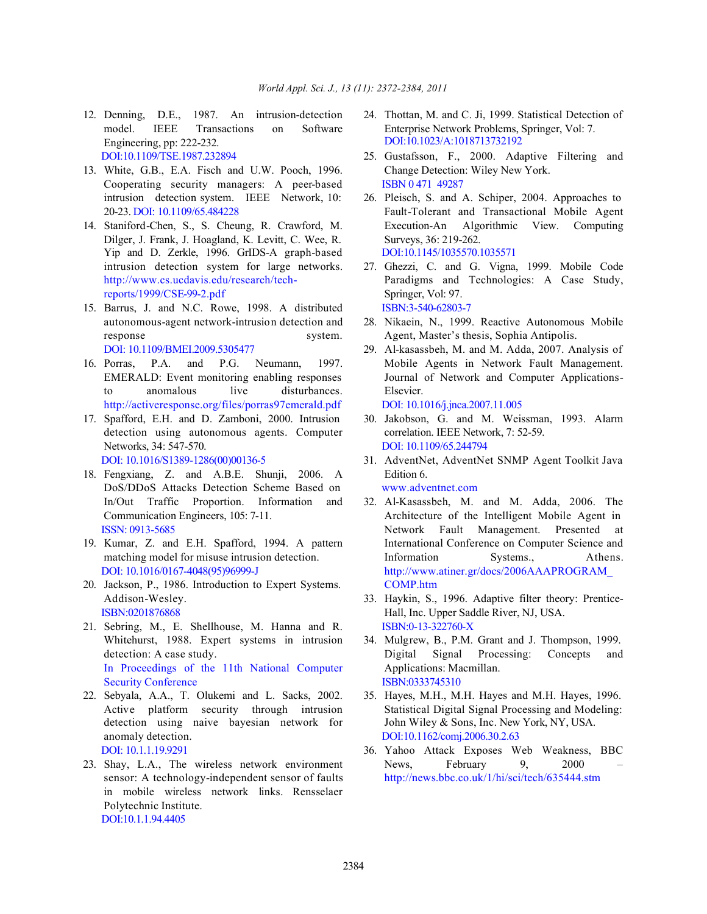12. Denning, D.E., 1987. An intrusion-detection model. IEEE Transactions on Software Engineering, pp: 222-232. DOI:10.1109/TSE.1987.232894
13. White, G.B., E.A. Fisch and U.W. Pooch, 1996. Cooperating security managers: A peer-based intrusion detection system. IEEE Network, 10: 20-23. DOI: 10.1109/65.484228
14. Staniford-Chen, S., S. Cheung, R. Crawford, M. Dilger, J. Frank, J. Hoagland, K. Levitt, C. Wee, R. Yip and D. Zerkle, 1996. GrIDS-A graph-based intrusion detection system for large networks. http://www.cs.ucdavis.edu/research/tech-reports/1999/CSE-99-2.pdf
15. Barrus, J. and N.C. Rowe, 1998. A distributed autonomous-agent network-intrusion detection and response system. DOI: 10.1109/BMEI.2009.5305477
16. Porras, P.A. and P.G. Neumann, 1997. EMERALD: Event monitoring enabling responses to anomalous live disturbances. http://activeresponse.org/files/porras97emerald.pdf
17. Spafford, E.H. and D. Zamboni, 2000. Intrusion detection using autonomous agents. Computer Networks, 34: 547-570. DOI: 10.1016/S1389-1286(00)00136-5
18. Fengxiang, Z. and A.B.E. Shunji, 2006. A DoS/DDoS Attacks Detection Scheme Based on In/Out Traffic Proportion. Information and Communication Engineers, 105: 7-11. ISSN: 0913-5685
19. Kumar, Z. and E.H. Spafford, 1994. A pattern matching model for misuse intrusion detection. DOI: 10.1016/0167-4048(95)96999-J
20. Jackson, P., 1986. Introduction to Expert Systems. Addison-Wesley. ISBN:0201876868
21. Sebring, M., E. Shellhouse, M. Hanna and R. Whitehurst, 1988. Expert systems in intrusion detection: A case study. In Proceedings of the 11th National Computer Security Conference
22. Sebyala, A.A., T. Olukemi and L. Sacks, 2002. Active platform security through intrusion detection using naive bayesian network for anomaly detection. DOI: 10.1.1.19.9291
23. Shay, L.A., The wireless network environment sensor: A technology-independent sensor of faults in mobile wireless network links. Rensselaer Polytechnic Institute. DOI:10.1.1.94.4405
24. Thottan, M. and C. Ji, 1999. Statistical Detection of Enterprise Network Problems, Springer, Vol: 7. DOI:10.1023/A:1018713732192
25. Gustafsson, F., 2000. Adaptive Filtering and Change Detection: Wiley New York. ISBN 0 471 49287
26. Pleisch, S. and A. Schiper, 2004. Approaches to Fault-Tolerant and Transactional Mobile Agent Execution-An Algorithmic View. Computing Surveys, 36: 219-262. DOI:10.1145/1035570.1035571
27. Ghezzi, C. and G. Vigna, 1999. Mobile Code Paradigms and Technologies: A Case Study, Springer, Vol: 97. ISBN:3-540-62803-7
28. Nikaein, N., 1999. Reactive Autonomous Mobile Agent, Master's thesis, Sophia Antipolis.
29. Al-kasassbeh, M. and M. Adda, 2007. Analysis of Mobile Agents in Network Fault Management. Journal of Network and Computer Applications-Elsevier. DOI: 10.1016/j.jnca.2007.11.005
30. Jakobson, G. and M. Weissman, 1993. Alarm correlation. IEEE Network, 7: 52-59. DOI: 10.1109/65.244794
31. AdventNet, AdventNet SNMP Agent Toolkit Java Edition 6. www.adventnet.com
32. Al-Kasassbeh, M. and M. Adda, 2006. The Architecture of the Intelligent Mobile Agent in Network Fault Management. Presented at International Conference on Computer Science and Information Systems., Athens. http://www.atiner.gr/docs/2006AAAPROGRAM_COMP.htm
33. Haykin, S., 1996. Adaptive filter theory: Prentice-Hall, Inc. Upper Saddle River, NJ, USA. ISBN:0-13-322760-X
34. Mulgrew, B., P.M. Grant and J. Thompson, 1999. Digital Signal Processing: Concepts and Applications: Macmillan. ISBN:0333745310
35. Hayes, M.H., M.H. Hayes and M.H. Hayes, 1996. Statistical Digital Signal Processing and Modeling: John Wiley & Sons, Inc. New York, NY, USA. DOI:10.1162/comj.2006.30.2.63
36. Yahoo Attack Exposes Web Weakness, BBC News, February 9, 2000 – http://news.bbc.co.uk/1/hi/sci/tech/635444.stm